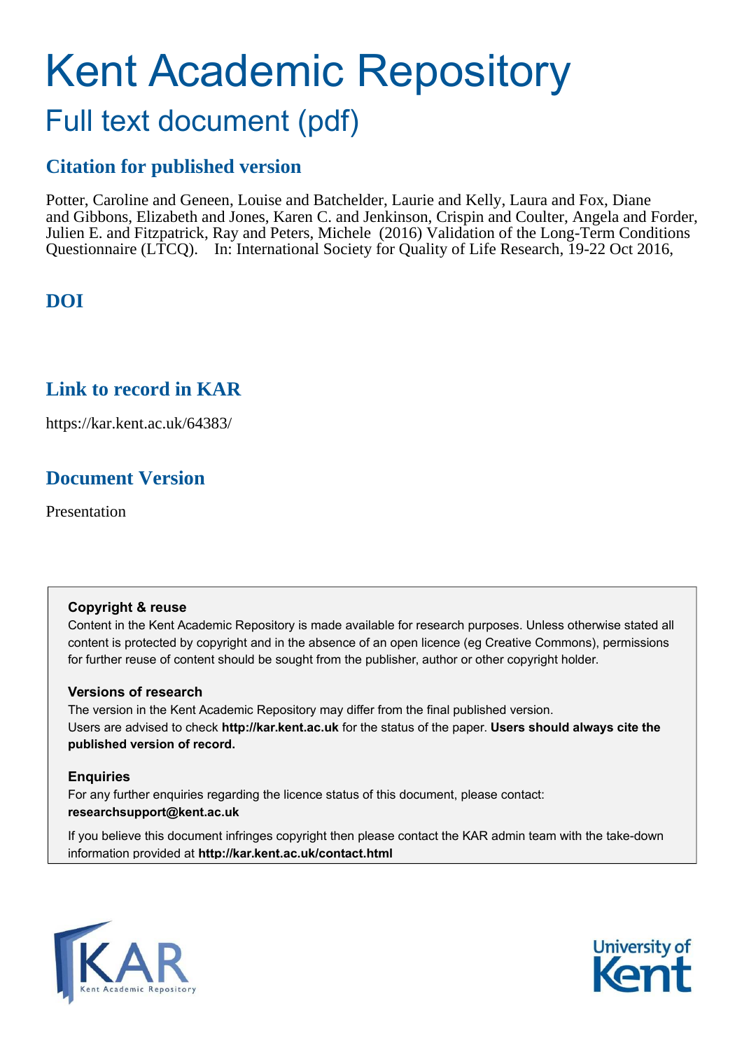# Kent Academic Repository

## Full text document (pdf)

### Citation for published version

Potter, Caroline and Geneen, Louise and Batchelder, Laurie and Kelly, Laura and Fox, Diane and Gibbons, Elizabeth and Jones, Karen C. and Jenkinson, Crispin and Coulter, Angela and Forder, Julien E. and Fitzpatrick, Ray and Peters, Michele (2016) Validation of the Long-Term Conditions Questionnaire (LTCQ). In: International Society for Quality of Life Research, 19-22 Oct 2016,

### DOI

### Link to record in KAR

https://kar.kent.ac.uk/64383/

### Document Version

Presentation

**Copyright & reuse**

Content in the Kent Academic Repository is made available for research purposes. Unless otherwise stated all content is protected by copyright and in the absence of an open licence (eg Creative Commons), permissions for further reuse of content should be sought from the publisher, author or other copyright holder.

**Versions of research**

The version in the Kent Academic Repository may differ from the final published version. Users are advised to check **http://kar.kent.ac.uk** for the status of the paper. **Users should always cite the published version of record.**

**Enquiries**

For any further enquiries regarding the licence status of this document, please contact: **researchsupport@kent.ac.uk**

If you believe this document infringes copyright then please contact the KAR admin team with the take-down information provided at **http://kar.kent.ac.uk/contact.html**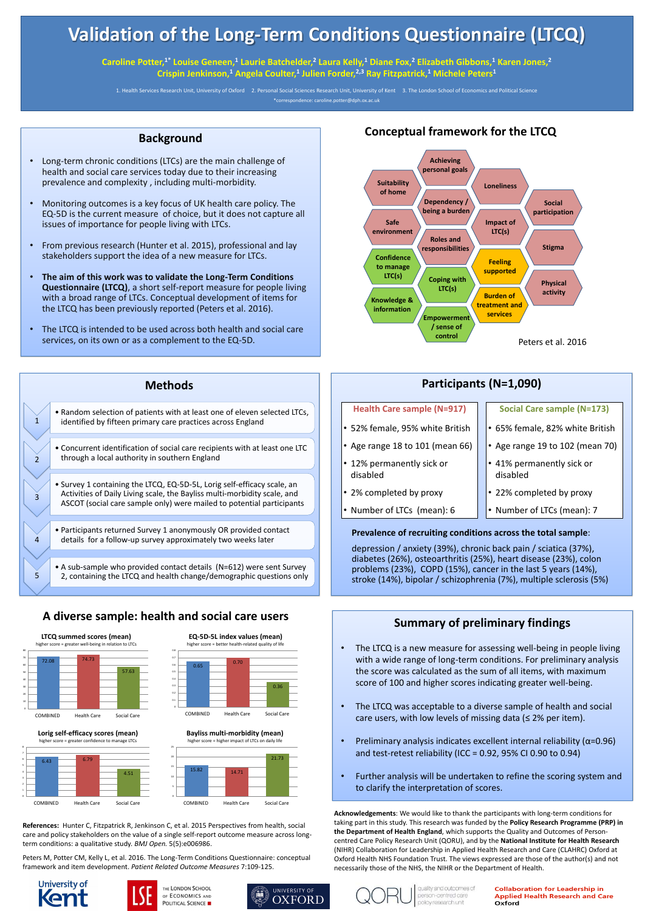# Validation of the Long-Term Conditions Questionnaire (LTCQ)

Caroline Potter,[1*] Louise Geneen,[1] Laurie Batchelder,[2] Laura Kelly,[1] Diane Fox,[2] Elizabeth Gibbons,[1] Karen Jones,[2] Crispin Jenkinson,[1] Angela Coulter,[1] Julien Forder,[2,3] Ray Fitzpatrick,[1] Michele Peters[1]

1. Health Services Research Unit, University of Oxford 2. Personal Social Sciences Research Unit, University of Kent 3. The London School of Economics and Political Science

*correspondence: caroline.potter@dph.ox.ac.uk

## Background

- Long-term chronic conditions (LTCs) are the main challenge of health and social care services today due to their increasing prevalence and complexity , including multi-morbidity.
- Monitoring outcomes is a key focus of UK health care policy. The EQ-5D is the current measure of choice, but it does not capture all issues of importance for people living with LTCs.
- From previous research (Hunter et al. 2015), professional and lay stakeholders support the idea of a new measure for LTCs.
- **The aim of this work was to validate the Long-Term Conditions Questionnaire (LTCQ)**, a short self-report measure for people living with a broad range of LTCs. Conceptual development of items for the LTCQ has been previously reported (Peters et al. 2016).
- The LTCQ is intended to be used across both health and social care services, on its own or as a complement to the EQ-5D.

## Conceptual framework for the LTCQ

Achieving personal goals
Suitability of home
Loneliness
Social participation
Dependency / being a burden
Safe environment
Impact of LTC(s)
Stigma
Roles and responsibilities
Confidence to manage LTC(s)
Feeling supported
Physical activity
Coping with LTC(s)
Knowledge & information
Burden of treatment and services
Empowerment / sense of control

Peters et al. 2016

## Methods

1. Random selection of patients with at least one of eleven selected LTCs, identified by fifteen primary care practices across England
2. Concurrent identification of social care recipients with at least one LTC through a local authority in southern England
3. Survey 1 containing the LTCQ, EQ-5D-5L, Lorig self-efficacy scale, an Activities of Daily Living scale, the Bayliss multi-morbidity scale, and ASCOT (social care sample only) were mailed to potential participants
4. Participants returned Survey 1 anonymously OR provided contact details for a follow-up survey approximately two weeks later
5. A sub-sample who provided contact details (N=612) were sent Survey 2, containing the LTCQ and health change/demographic questions only

## Participants (N=1,090)

**Health Care sample (N=917)**

- 52% female, 95% white British
- Age range 18 to 101 (mean 66)
- 12% permanently sick or disabled
- 2% completed by proxy
- Number of LTCs (mean): 6

**Social Care sample (N=173)**

- 65% female, 82% white British
- Age range 19 to 102 (mean 70)
- 41% permanently sick or disabled
- 22% completed by proxy
- Number of LTCs (mean): 7

**Prevalence of recruiting conditions across the total sample**:

depression / anxiety (39%), chronic back pain / sciatica (37%), diabetes (26%), osteoarthritis (25%), heart disease (23%), colon problems (23%), COPD (15%), cancer in the last 5 years (14%), stroke (14%), bipolar / schizophrenia (7%), multiple sclerosis (5%)

## A diverse sample: health and social care users

**LTCQ summed scores (mean)**
higher score = greater well-being in relation to LTCs
COMBINED 72.08; Health Care 74.73; Social Care 57.63

**EQ-5D-5L index values (mean)**
higher score = better health-related quality of life
COMBINED 0.65; Health Care 0.70; Social Care 0.36

**Lorig self-efficacy scores (mean)**
higher score = greater confidence to manage LTCs
COMBINED 6.43; Health Care 6.79; Social Care 4.51

**Bayliss multi-morbidity (mean)**
higher score = higher impact of LTCs on daily life
COMBINED 15.82; Health Care 14.71; Social Care 21.73

## Summary of preliminary findings

- The LTCQ is a new measure for assessing well-being in people living with a wide range of long-term conditions. For preliminary analysis the score was calculated as the sum of all items, with maximum score of 100 and higher scores indicating greater well-being.
- The LTCQ was acceptable to a diverse sample of health and social care users, with low levels of missing data (≤ 2% per item).
- Preliminary analysis indicates excellent internal reliability ($\alpha$=0.96) and test-retest reliability (ICC = 0.92, 95% CI 0.90 to 0.94)
- Further analysis will be undertaken to refine the scoring system and to clarify the interpretation of scores.

**References:** Hunter C, Fitzpatrick R, Jenkinson C, et al. 2015 Perspectives from health, social care and policy stakeholders on the value of a single self-report outcome measure across long-term conditions: a qualitative study. *BMJ Open.* 5(5):e006986.

Peters M, Potter CM, Kelly L, et al. 2016. The Long-Term Conditions Questionnaire: conceptual framework and item development. *Patient Related Outcome Measures* 7:109-125.

**Acknowledgements**: We would like to thank the participants with long-term conditions for taking part in this study. This research was funded by the **Policy Research Programme (PRP) in the Department of Health England**, which supports the Quality and Outcomes of Person-centred Care Policy Research Unit (QORU), and by the **National Institute for Health Research** (NIHR) Collaboration for Leadership in Applied Health Research and Care (CLAHRC) Oxford at Oxford Health NHS Foundation Trust. The views expressed are those of the author(s) and not necessarily those of the NHS, the NIHR or the Department of Health.

University of Kent | LSE The London School of Economics and Political Science | University of Oxford | QORU quality and outcomes of person-centred care policy research unit | Collaboration for Leadership in Applied Health Research and Care Oxford